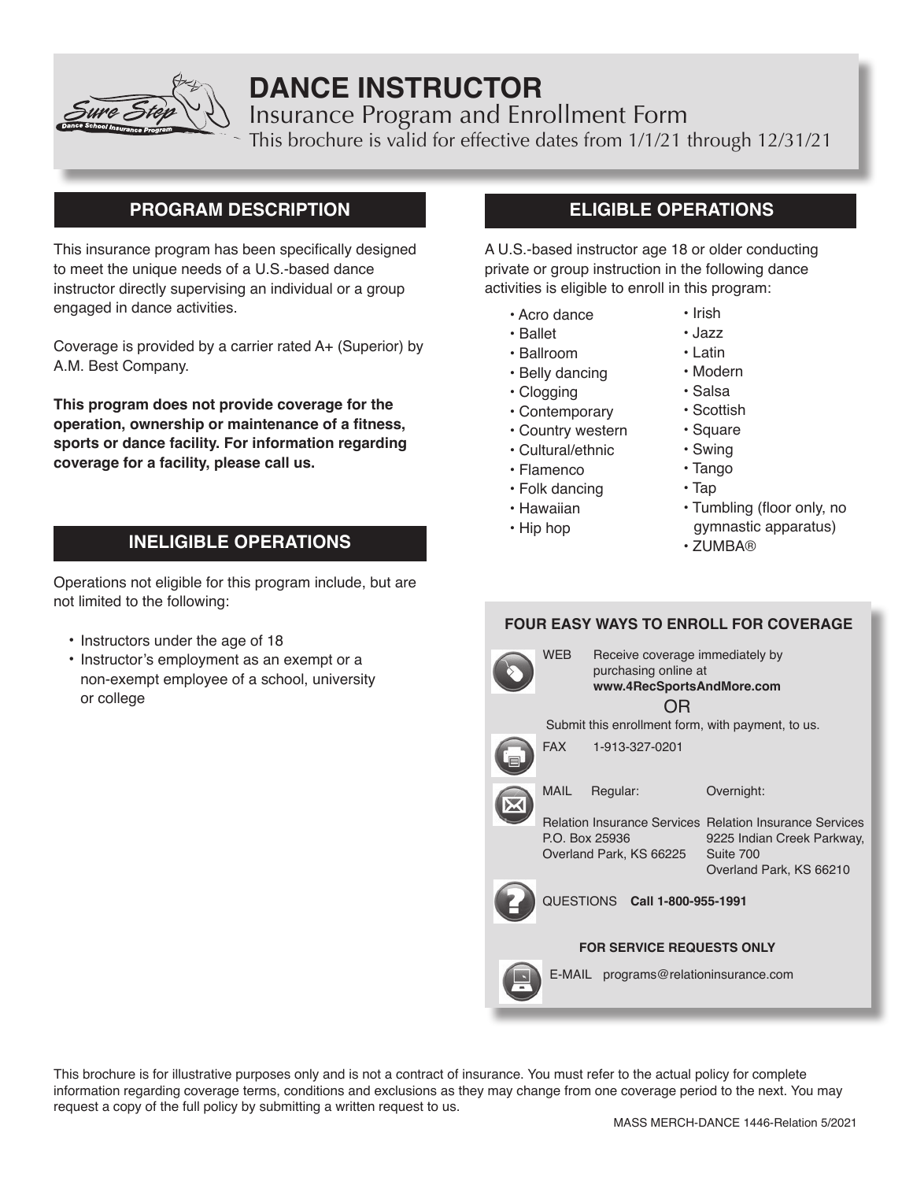# DANCE INSTRUCTOR

Insurance Program and Enrollment Form

This brochure is valid for effective dates from 1/1/21 through 12/31/21

## PROGRAM DESCRIPTION

This insurance program has been specifically designed to meet the unique needs of a U.S.-based dance instructor directly supervising an individual or a group engaged in dance activities.

Coverage is provided by a carrier rated A+ (Superior) by A.M. Best Company.

**This program does not provide coverage for the operation, ownership or maintenance of a fitness, sports or dance facility. For information regarding coverage for a facility, please call us.**

## INELIGIBLE OPERATIONS

Operations not eligible for this program include, but are not limited to the following:

- Instructors under the age of 18
- Instructor's employment as an exempt or a non-exempt employee of a school, university or college

## ELIGIBLE OPERATIONS

A U.S.-based instructor age 18 or older conducting private or group instruction in the following dance activities is eligible to enroll in this program:

- Acro dance
- Ballet
- Ballroom
- Belly dancing
- Clogging
- Contemporary
- Country western
- Cultural/ethnic
- Flamenco
- Folk dancing
- Hawaiian
- Hip hop
- Irish
- Jazz
- Latin
- Modern
- Salsa
- Scottish
- Square
- Swing
- Tango
- Tap
- Tumbling (floor only, no gymnastic apparatus)
- ZUMBA®

### FOUR EASY WAYS TO ENROLL FOR COVERAGE

**WEB** Receive coverage immediately by purchasing online at **www.4RecSportsAndMore.com**

OR

Submit this enrollment form, with payment, to us.

**FAX** 1-913-327-0201

**MAIL**

| Regular: | Overnight: |
| --- | --- |
| Relation Insurance Services<br>P.O. Box 25936<br>Overland Park, KS 66225 | Relation Insurance Services<br>9225 Indian Creek Parkway, Suite 700<br>Overland Park, KS 66210 |

**QUESTIONS** **Call 1-800-955-1991**

**FOR SERVICE REQUESTS ONLY**

**E-MAIL** programs@relationinsurance.com

This brochure is for illustrative purposes only and is not a contract of insurance. You must refer to the actual policy for complete information regarding coverage terms, conditions and exclusions as they may change from one coverage period to the next. You may request a copy of the full policy by submitting a written request to us.

MASS MERCH-DANCE 1446-Relation 5/2021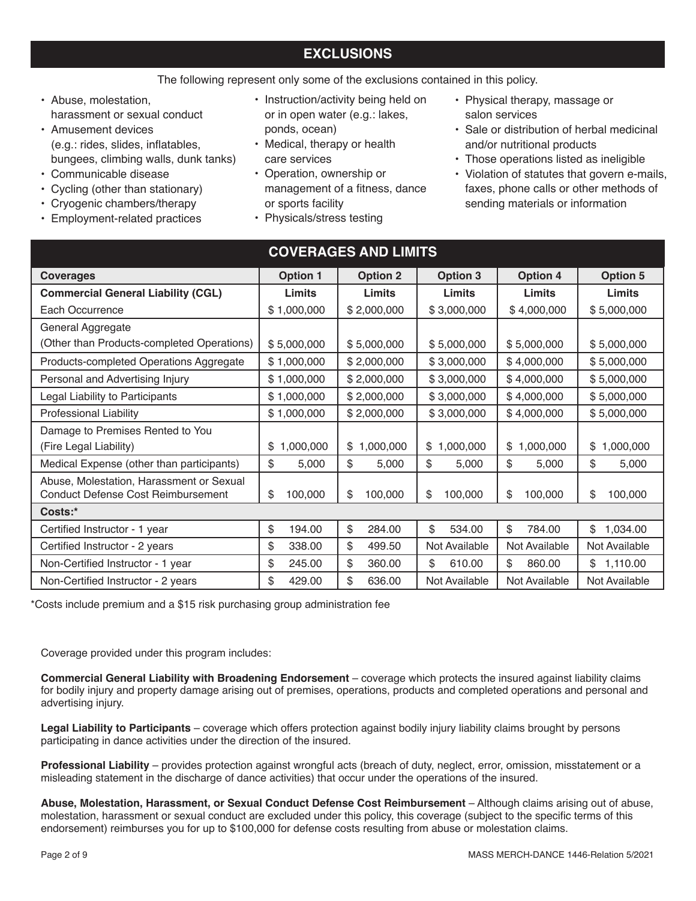## EXCLUSIONS

The following represent only some of the exclusions contained in this policy.

- Abuse, molestation, harassment or sexual conduct
- Amusement devices (e.g.: rides, slides, inflatables, bungees, climbing walls, dunk tanks)
- Communicable disease
- Cycling (other than stationary)
- Cryogenic chambers/therapy
- Employment-related practices
- Instruction/activity being held on or in open water (e.g.: lakes, ponds, ocean)
- Medical, therapy or health care services
- Operation, ownership or management of a fitness, dance or sports facility
- Physicals/stress testing
- Physical therapy, massage or salon services
- Sale or distribution of herbal medicinal and/or nutritional products
- Those operations listed as ineligible
- Violation of statutes that govern e-mails, faxes, phone calls or other methods of sending materials or information

## COVERAGES AND LIMITS

| Coverages | Option 1 | Option 2 | Option 3 | Option 4 | Option 5 |
|---|---|---|---|---|---|
| **Commercial General Liability (CGL)** | **Limits** | **Limits** | **Limits** | **Limits** | **Limits** |
| Each Occurrence | $ 1,000,000 | $ 2,000,000 | $ 3,000,000 | $ 4,000,000 | $ 5,000,000 |
| General Aggregate (Other than Products-completed Operations) | $ 5,000,000 | $ 5,000,000 | $ 5,000,000 | $ 5,000,000 | $ 5,000,000 |
| Products-completed Operations Aggregate | $ 1,000,000 | $ 2,000,000 | $ 3,000,000 | $ 4,000,000 | $ 5,000,000 |
| Personal and Advertising Injury | $ 1,000,000 | $ 2,000,000 | $ 3,000,000 | $ 4,000,000 | $ 5,000,000 |
| Legal Liability to Participants | $ 1,000,000 | $ 2,000,000 | $ 3,000,000 | $ 4,000,000 | $ 5,000,000 |
| Professional Liability | $ 1,000,000 | $ 2,000,000 | $ 3,000,000 | $ 4,000,000 | $ 5,000,000 |
| Damage to Premises Rented to You (Fire Legal Liability) | $ 1,000,000 | $ 1,000,000 | $ 1,000,000 | $ 1,000,000 | $ 1,000,000 |
| Medical Expense (other than participants) | $ 5,000 | $ 5,000 | $ 5,000 | $ 5,000 | $ 5,000 |
| Abuse, Molestation, Harassment or Sexual Conduct Defense Cost Reimbursement | $ 100,000 | $ 100,000 | $ 100,000 | $ 100,000 | $ 100,000 |
| **Costs:*** | | | | | |
| Certified Instructor - 1 year | $ 194.00 | $ 284.00 | $ 534.00 | $ 784.00 | $ 1,034.00 |
| Certified Instructor - 2 years | $ 338.00 | $ 499.50 | Not Available | Not Available | Not Available |
| Non-Certified Instructor - 1 year | $ 245.00 | $ 360.00 | $ 610.00 | $ 860.00 | $ 1,110.00 |
| Non-Certified Instructor - 2 years | $ 429.00 | $ 636.00 | Not Available | Not Available | Not Available |

*Costs include premium and a $15 risk purchasing group administration fee

Coverage provided under this program includes:

**Commercial General Liability with Broadening Endorsement** – coverage which protects the insured against liability claims for bodily injury and property damage arising out of premises, operations, products and completed operations and personal and advertising injury.

**Legal Liability to Participants** – coverage which offers protection against bodily injury liability claims brought by persons participating in dance activities under the direction of the insured.

**Professional Liability** – provides protection against wrongful acts (breach of duty, neglect, error, omission, misstatement or a misleading statement in the discharge of dance activities) that occur under the operations of the insured.

**Abuse, Molestation, Harassment, or Sexual Conduct Defense Cost Reimbursement** – Although claims arising out of abuse, molestation, harassment or sexual conduct are excluded under this policy, this coverage (subject to the specific terms of this endorsement) reimburses you for up to $100,000 for defense costs resulting from abuse or molestation claims.

MASS MERCH-DANCE 1446-Relation 5/2021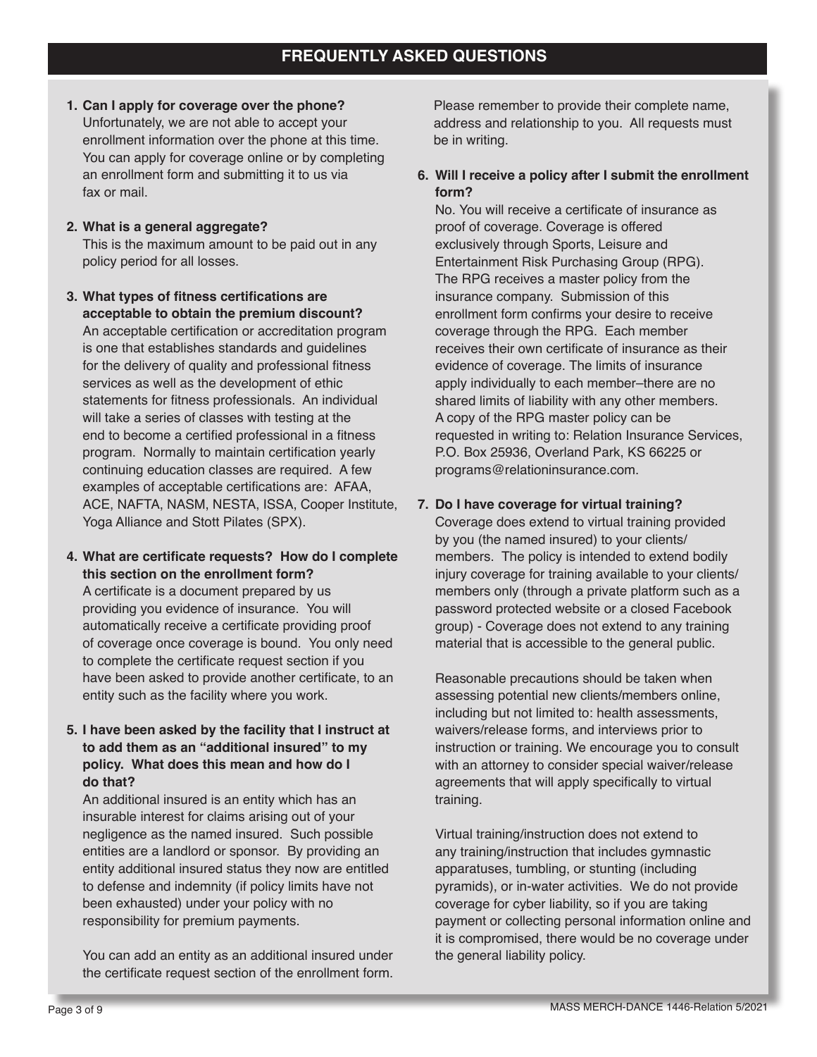## FREQUENTLY ASKED QUESTIONS

**1. Can I apply for coverage over the phone?**
Unfortunately, we are not able to accept your enrollment information over the phone at this time. You can apply for coverage online or by completing an enrollment form and submitting it to us via fax or mail.

**2. What is a general aggregate?**
This is the maximum amount to be paid out in any policy period for all losses.

**3. What types of fitness certifications are acceptable to obtain the premium discount?**
An acceptable certification or accreditation program is one that establishes standards and guidelines for the delivery of quality and professional fitness services as well as the development of ethic statements for fitness professionals. An individual will take a series of classes with testing at the end to become a certified professional in a fitness program. Normally to maintain certification yearly continuing education classes are required. A few examples of acceptable certifications are: AFAA, ACE, NAFTA, NASM, NESTA, ISSA, Cooper Institute, Yoga Alliance and Stott Pilates (SPX).

**4. What are certificate requests? How do I complete this section on the enrollment form?**
A certificate is a document prepared by us providing you evidence of insurance. You will automatically receive a certificate providing proof of coverage once coverage is bound. You only need to complete the certificate request section if you have been asked to provide another certificate, to an entity such as the facility where you work.

**5. I have been asked by the facility that I instruct at to add them as an "additional insured" to my policy. What does this mean and how do I do that?**
An additional insured is an entity which has an insurable interest for claims arising out of your negligence as the named insured. Such possible entities are a landlord or sponsor. By providing an entity additional insured status they now are entitled to defense and indemnity (if policy limits have not been exhausted) under your policy with no responsibility for premium payments.

You can add an entity as an additional insured under the certificate request section of the enrollment form. Please remember to provide their complete name, address and relationship to you. All requests must be in writing.

**6. Will I receive a policy after I submit the enrollment form?**
No. You will receive a certificate of insurance as proof of coverage. Coverage is offered exclusively through Sports, Leisure and Entertainment Risk Purchasing Group (RPG). The RPG receives a master policy from the insurance company. Submission of this enrollment form confirms your desire to receive coverage through the RPG. Each member receives their own certificate of insurance as their evidence of coverage. The limits of insurance apply individually to each member–there are no shared limits of liability with any other members. A copy of the RPG master policy can be requested in writing to: Relation Insurance Services, P.O. Box 25936, Overland Park, KS 66225 or programs@relationinsurance.com.

**7. Do I have coverage for virtual training?**
Coverage does extend to virtual training provided by you (the named insured) to your clients/ members. The policy is intended to extend bodily injury coverage for training available to your clients/ members only (through a private platform such as a password protected website or a closed Facebook group) - Coverage does not extend to any training material that is accessible to the general public.

Reasonable precautions should be taken when assessing potential new clients/members online, including but not limited to: health assessments, waivers/release forms, and interviews prior to instruction or training. We encourage you to consult with an attorney to consider special waiver/release agreements that will apply specifically to virtual training.

Virtual training/instruction does not extend to any training/instruction that includes gymnastic apparatuses, tumbling, or stunting (including pyramids), or in-water activities. We do not provide coverage for cyber liability, so if you are taking payment or collecting personal information online and it is compromised, there would be no coverage under the general liability policy.

MASS MERCH-DANCE 1446-Relation 5/2021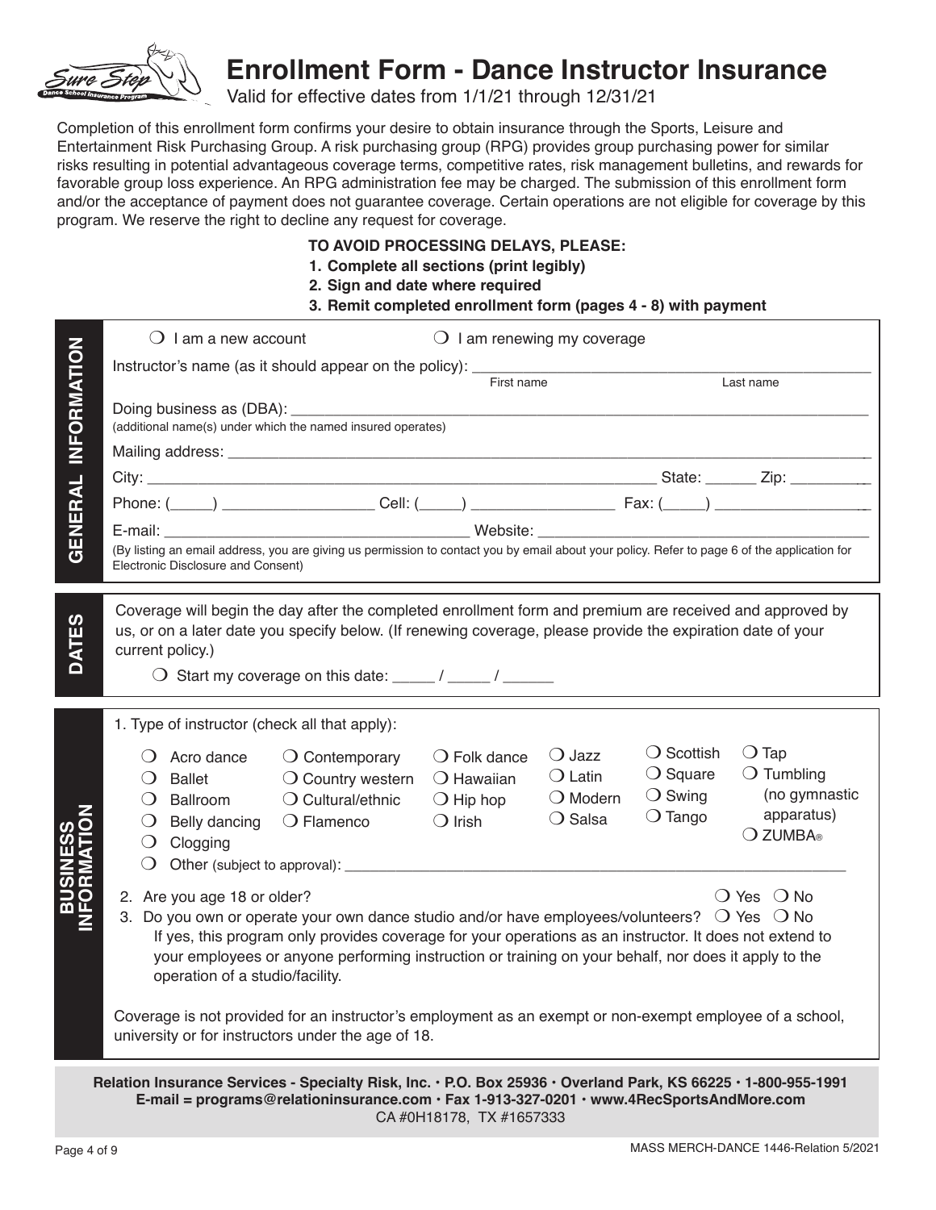# Enrollment Form - Dance Instructor Insurance

Valid for effective dates from 1/1/21 through 12/31/21

Completion of this enrollment form confirms your desire to obtain insurance through the Sports, Leisure and Entertainment Risk Purchasing Group. A risk purchasing group (RPG) provides group purchasing power for similar risks resulting in potential advantageous coverage terms, competitive rates, risk management bulletins, and rewards for favorable group loss experience. An RPG administration fee may be charged. The submission of this enrollment form and/or the acceptance of payment does not guarantee coverage. Certain operations are not eligible for coverage by this program. We reserve the right to decline any request for coverage.

**TO AVOID PROCESSING DELAYS, PLEASE:**

1. **Complete all sections (print legibly)**
2. **Sign and date where required**
3. **Remit completed enrollment form (pages 4 - 8) with payment**

## GENERAL INFORMATION

❍ I am a new account ❍ I am renewing my coverage

Instructor's name (as it should appear on the policy): ______________________ First name ______________________ Last name

Doing business as (DBA): ____________________________________________
(additional name(s) under which the named insured operates)

Mailing address: ____________________________________________

City: ______________________________ State: ______ Zip: __________

Phone: (_____) ________________ Cell: (_____) ________________ Fax: (_____) ________________

E-mail: ______________________________ Website: ______________________________

(By listing an email address, you are giving us permission to contact you by email about your policy. Refer to page 6 of the application for Electronic Disclosure and Consent)

## DATES

Coverage will begin the day after the completed enrollment form and premium are received and approved by us, or on a later date you specify below. (If renewing coverage, please provide the expiration date of your current policy.)

❍ Start my coverage on this date: _____ / _____ / ______

## BUSINESS INFORMATION

1. Type of instructor (check all that apply):

   - ❍ Acro dance
   - ❍ Ballet
   - ❍ Ballroom
   - ❍ Belly dancing
   - ❍ Clogging
   - ❍ Contemporary
   - ❍ Country western
   - ❍ Cultural/ethnic
   - ❍ Flamenco
   - ❍ Folk dance
   - ❍ Hawaiian
   - ❍ Hip hop
   - ❍ Irish
   - ❍ Jazz
   - ❍ Latin
   - ❍ Modern
   - ❍ Salsa
   - ❍ Scottish
   - ❍ Square
   - ❍ Swing
   - ❍ Tango
   - ❍ Tap
   - ❍ Tumbling (no gymnastic apparatus)
   - ❍ ZUMBA®
   - ❍ Other (subject to approval): ______________________________

2. Are you age 18 or older? ❍ Yes ❍ No
3. Do you own or operate your own dance studio and/or have employees/volunteers? ❍ Yes ❍ No

   If yes, this program only provides coverage for your operations as an instructor. It does not extend to your employees or anyone performing instruction or training on your behalf, nor does it apply to the operation of a studio/facility.

Coverage is not provided for an instructor's employment as an exempt or non-exempt employee of a school, university or for instructors under the age of 18.

**Relation Insurance Services - Specialty Risk, Inc. • P.O. Box 25936 • Overland Park, KS 66225 • 1-800-955-1991**
**E-mail = programs@relationinsurance.com • Fax 1-913-327-0201 • www.4RecSportsAndMore.com**
CA #0H18178, TX #1657333

MASS MERCH-DANCE 1446-Relation 5/2021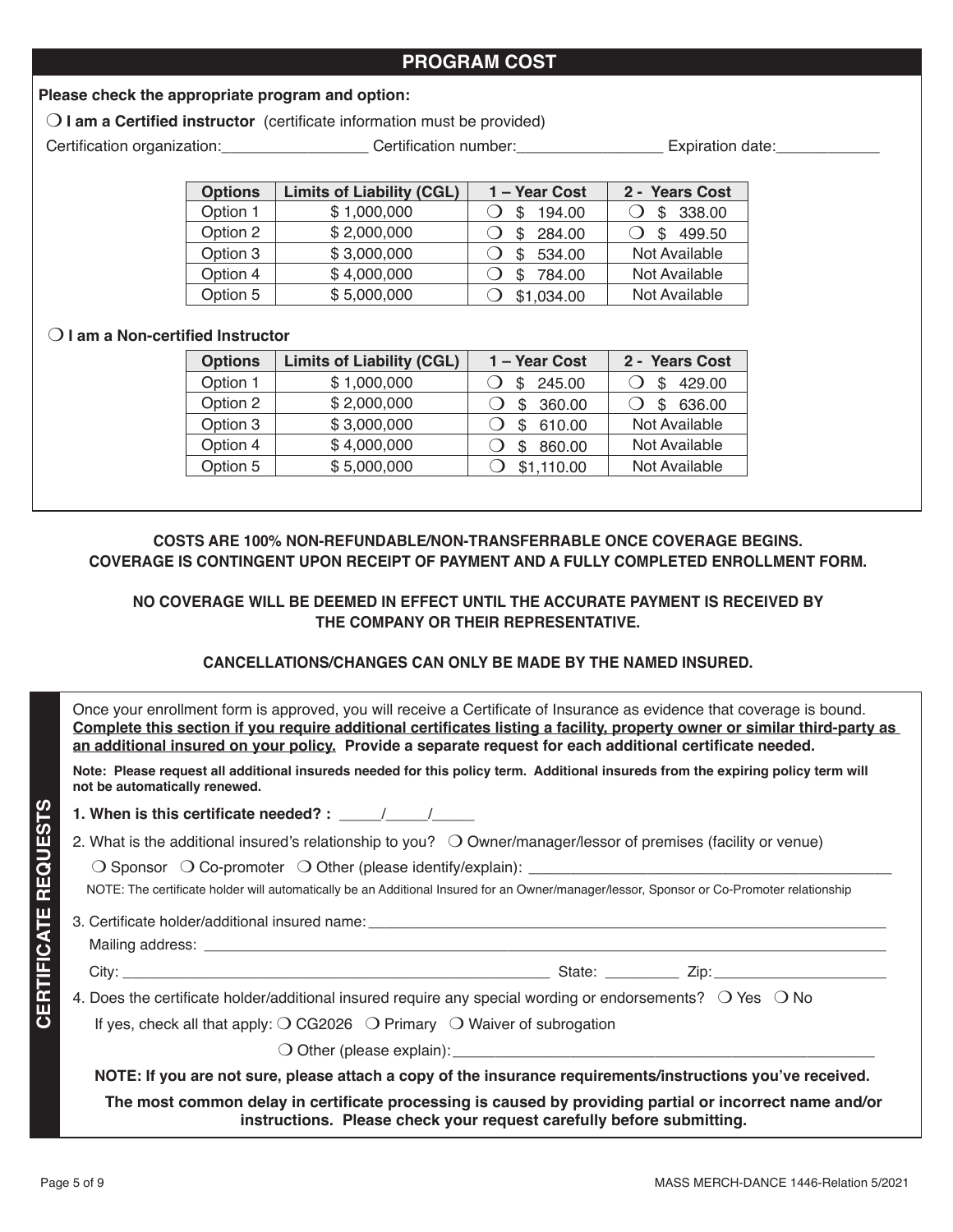## PROGRAM COST

**Please check the appropriate program and option:**

❍ **I am a Certified instructor** (certificate information must be provided)

Certification organization:\_\_\_\_\_\_\_\_\_\_\_\_\_\_\_\_ Certification number:\_\_\_\_\_\_\_\_\_\_\_\_\_\_\_\_ Expiration date:\_\_\_\_\_\_\_\_\_\_\_\_

| Options | Limits of Liability (CGL) | 1 – Year Cost | 2 - Years Cost |
|---|---|---|---|
| Option 1 | $ 1,000,000 | ❍ $ 194.00 | ❍ $ 338.00 |
| Option 2 | $ 2,000,000 | ❍ $ 284.00 | ❍ $ 499.50 |
| Option 3 | $ 3,000,000 | ❍ $ 534.00 | Not Available |
| Option 4 | $ 4,000,000 | ❍ $ 784.00 | Not Available |
| Option 5 | $ 5,000,000 | ❍ $1,034.00 | Not Available |

❍ **I am a Non-certified Instructor**

| Options | Limits of Liability (CGL) | 1 – Year Cost | 2 - Years Cost |
|---|---|---|---|
| Option 1 | $ 1,000,000 | ❍ $ 245.00 | ❍ $ 429.00 |
| Option 2 | $ 2,000,000 | ❍ $ 360.00 | ❍ $ 636.00 |
| Option 3 | $ 3,000,000 | ❍ $ 610.00 | Not Available |
| Option 4 | $ 4,000,000 | ❍ $ 860.00 | Not Available |
| Option 5 | $ 5,000,000 | ❍ $1,110.00 | Not Available |

**COSTS ARE 100% NON-REFUNDABLE/NON-TRANSFERRABLE ONCE COVERAGE BEGINS.**
**COVERAGE IS CONTINGENT UPON RECEIPT OF PAYMENT AND A FULLY COMPLETED ENROLLMENT FORM.**

**NO COVERAGE WILL BE DEEMED IN EFFECT UNTIL THE ACCURATE PAYMENT IS RECEIVED BY THE COMPANY OR THEIR REPRESENTATIVE.**

**CANCELLATIONS/CHANGES CAN ONLY BE MADE BY THE NAMED INSURED.**

## CERTIFICATE REQUESTS

Once your enrollment form is approved, you will receive a Certificate of Insurance as evidence that coverage is bound. **Complete this section if you require additional certificates listing a facility, property owner or similar third-party as an additional insured on your policy. Provide a separate request for each additional certificate needed.**

**Note: Please request all additional insureds needed for this policy term. Additional insureds from the expiring policy term will not be automatically renewed.**

**1. When is this certificate needed? :** \_\_\_\_\_/\_\_\_\_\_/\_\_\_\_\_

2. What is the additional insured's relationship to you? ❍ Owner/manager/lessor of premises (facility or venue)

❍ Sponsor ❍ Co-promoter ❍ Other (please identify/explain): \_\_\_\_\_\_\_\_\_\_\_\_\_\_\_\_\_\_\_\_\_\_\_\_\_\_\_\_\_\_\_\_\_\_\_\_\_\_\_\_

NOTE: The certificate holder will automatically be an Additional Insured for an Owner/manager/lessor, Sponsor or Co-Promoter relationship

3. Certificate holder/additional insured name: \_\_\_\_\_\_\_\_\_\_\_\_\_\_\_\_\_\_\_\_\_\_\_\_\_\_\_\_\_\_\_\_\_\_\_\_\_\_\_\_\_\_\_\_\_\_\_\_\_\_

Mailing address: \_\_\_\_\_\_\_\_\_\_\_\_\_\_\_\_\_\_\_\_\_\_\_\_\_\_\_\_\_\_\_\_\_\_\_\_\_\_\_\_\_\_\_\_\_\_\_\_\_\_\_\_\_\_\_\_\_\_\_\_\_\_\_\_\_\_

City: \_\_\_\_\_\_\_\_\_\_\_\_\_\_\_\_\_\_\_\_\_\_\_\_\_\_\_\_\_\_\_\_\_\_\_\_\_\_\_\_ State: \_\_\_\_\_\_\_\_\_ Zip: \_\_\_\_\_\_\_\_\_\_\_\_\_\_\_\_\_\_\_\_

4. Does the certificate holder/additional insured require any special wording or endorsements? ❍ Yes ❍ No

If yes, check all that apply: ❍ CG2026 ❍ Primary ❍ Waiver of subrogation

❍ Other (please explain): \_\_\_\_\_\_\_\_\_\_\_\_\_\_\_\_\_\_\_\_\_\_\_\_\_\_\_\_\_\_\_\_\_\_\_\_\_\_\_\_\_\_\_\_\_\_\_\_

**NOTE: If you are not sure, please attach a copy of the insurance requirements/instructions you've received.**

**The most common delay in certificate processing is caused by providing partial or incorrect name and/or instructions. Please check your request carefully before submitting.**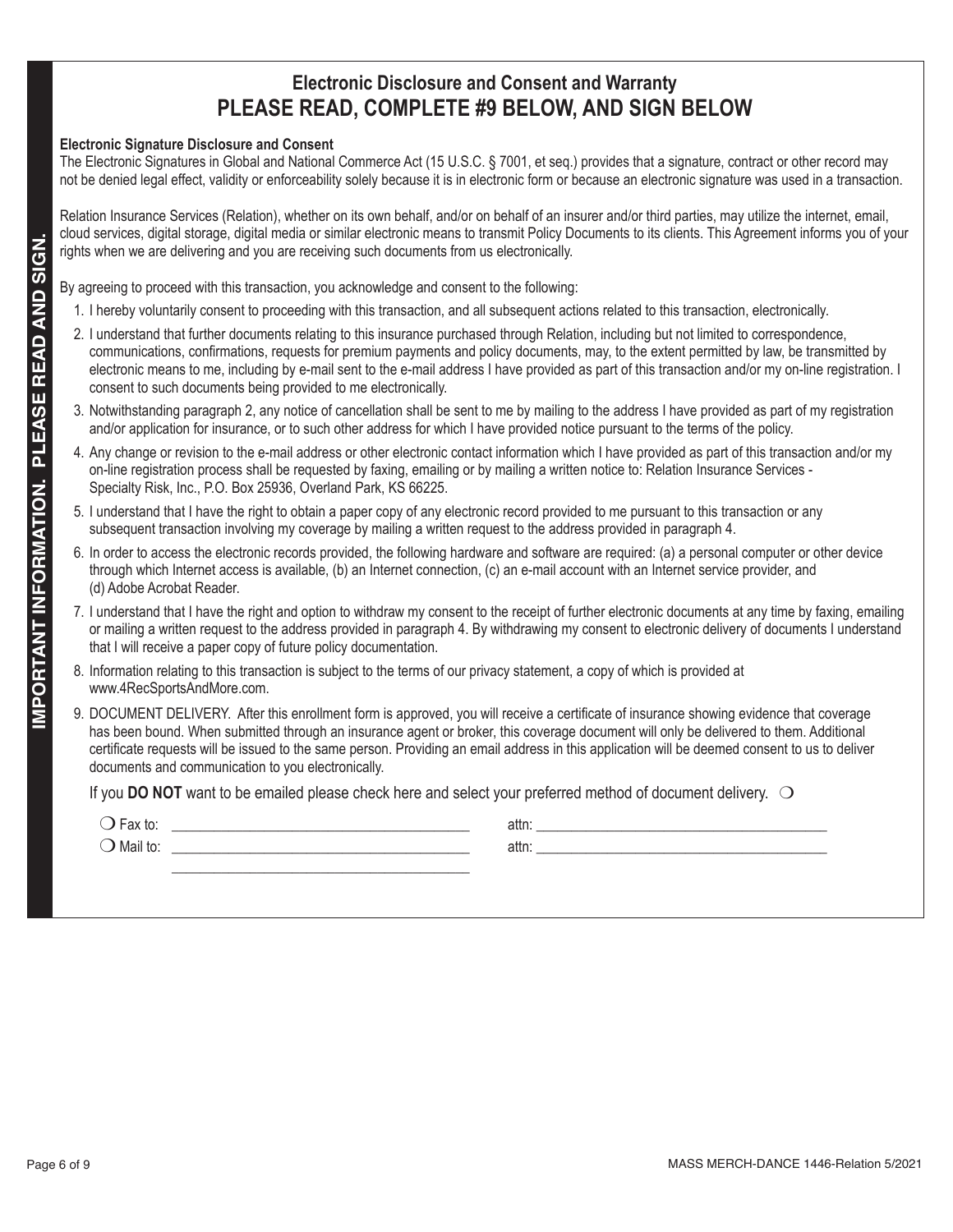IMPORTANT INFORMATION. PLEASE READ AND SIGN.

## Electronic Disclosure and Consent and Warranty
## PLEASE READ, COMPLETE #9 BELOW, AND SIGN BELOW

**Electronic Signature Disclosure and Consent**

The Electronic Signatures in Global and National Commerce Act (15 U.S.C. § 7001, et seq.) provides that a signature, contract or other record may not be denied legal effect, validity or enforceability solely because it is in electronic form or because an electronic signature was used in a transaction.

Relation Insurance Services (Relation), whether on its own behalf, and/or on behalf of an insurer and/or third parties, may utilize the internet, email, cloud services, digital storage, digital media or similar electronic means to transmit Policy Documents to its clients. This Agreement informs you of your rights when we are delivering and you are receiving such documents from us electronically.

By agreeing to proceed with this transaction, you acknowledge and consent to the following:

1. I hereby voluntarily consent to proceeding with this transaction, and all subsequent actions related to this transaction, electronically.
2. I understand that further documents relating to this insurance purchased through Relation, including but not limited to correspondence, communications, confirmations, requests for premium payments and policy documents, may, to the extent permitted by law, be transmitted by electronic means to me, including by e-mail sent to the e-mail address I have provided as part of this transaction and/or my on-line registration. I consent to such documents being provided to me electronically.
3. Notwithstanding paragraph 2, any notice of cancellation shall be sent to me by mailing to the address I have provided as part of my registration and/or application for insurance, or to such other address for which I have provided notice pursuant to the terms of the policy.
4. Any change or revision to the e-mail address or other electronic contact information which I have provided as part of this transaction and/or my on-line registration process shall be requested by faxing, emailing or by mailing a written notice to: Relation Insurance Services - Specialty Risk, Inc., P.O. Box 25936, Overland Park, KS 66225.
5. I understand that I have the right to obtain a paper copy of any electronic record provided to me pursuant to this transaction or any subsequent transaction involving my coverage by mailing a written request to the address provided in paragraph 4.
6. In order to access the electronic records provided, the following hardware and software are required: (a) a personal computer or other device through which Internet access is available, (b) an Internet connection, (c) an e-mail account with an Internet service provider, and (d) Adobe Acrobat Reader.
7. I understand that I have the right and option to withdraw my consent to the receipt of further electronic documents at any time by faxing, emailing or mailing a written request to the address provided in paragraph 4. By withdrawing my consent to electronic delivery of documents I understand that I will receive a paper copy of future policy documentation.
8. Information relating to this transaction is subject to the terms of our privacy statement, a copy of which is provided at www.4RecSportsAndMore.com.
9. DOCUMENT DELIVERY. After this enrollment form is approved, you will receive a certificate of insurance showing evidence that coverage has been bound. When submitted through an insurance agent or broker, this coverage document will only be delivered to them. Additional certificate requests will be issued to the same person. Providing an email address in this application will be deemed consent to us to deliver documents and communication to you electronically.

If you **DO NOT** want to be emailed please check here and select your preferred method of document delivery. ❍

❍ Fax to: ________________________________________ attn: ________________________________________

❍ Mail to: ________________________________________ attn: ________________________________________

________________________________________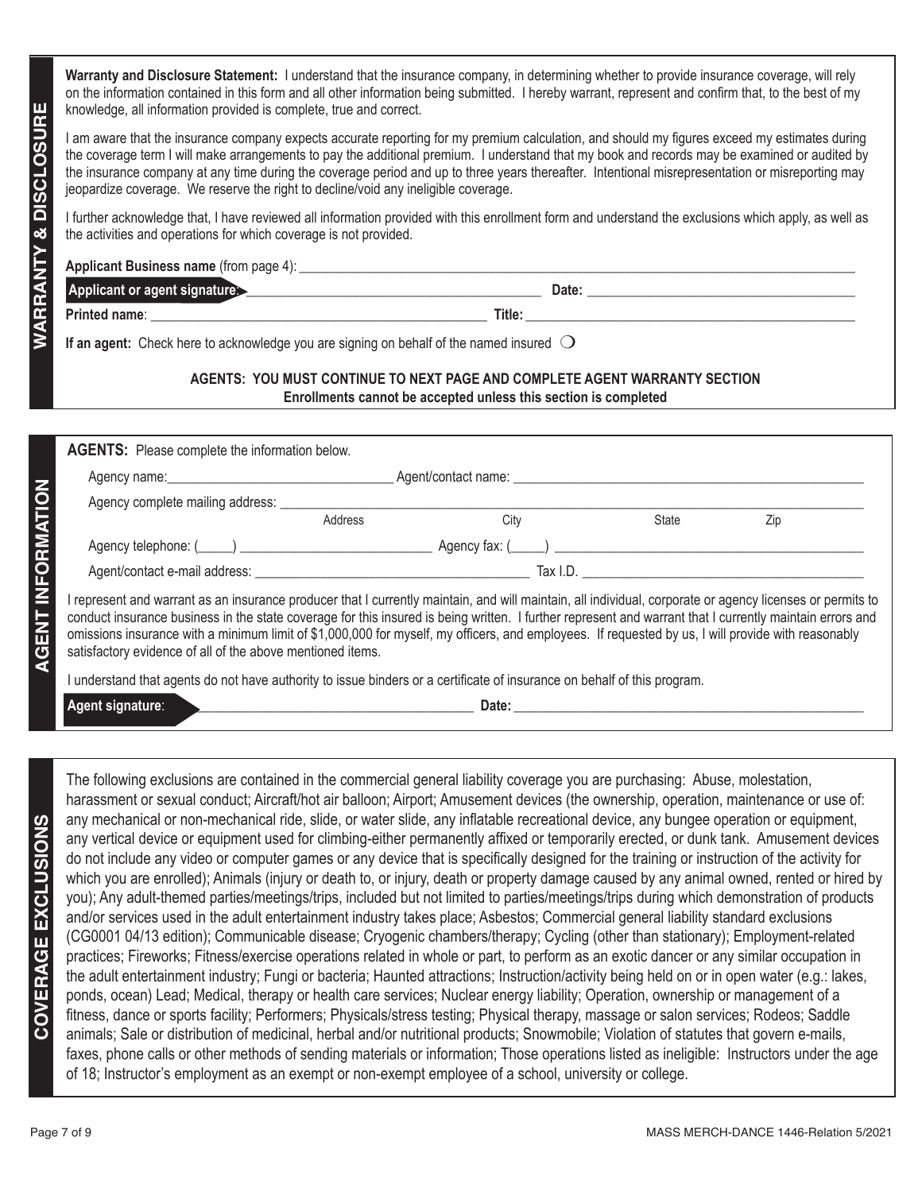## WARRANTY & DISCLOSURE

**Warranty and Disclosure Statement:** I understand that the insurance company, in determining whether to provide insurance coverage, will rely on the information contained in this form and all other information being submitted. I hereby warrant, represent and confirm that, to the best of my knowledge, all information provided is complete, true and correct.

I am aware that the insurance company expects accurate reporting for my premium calculation, and should my figures exceed my estimates during the coverage term I will make arrangements to pay the additional premium. I understand that my book and records may be examined or audited by the insurance company at any time during the coverage period and up to three years thereafter. Intentional misrepresentation or misreporting may jeopardize coverage. We reserve the right to decline/void any ineligible coverage.

I further acknowledge that, I have reviewed all information provided with this enrollment form and understand the exclusions which apply, as well as the activities and operations for which coverage is not provided.

**Applicant Business name** (from page 4): ______________________________

**Applicant or agent signature:** ______________________________ **Date:** ______________________________

**Printed name**: ______________________________ **Title:** ______________________________

**If an agent:** Check here to acknowledge you are signing on behalf of the named insured ❍

**AGENTS: YOU MUST CONTINUE TO NEXT PAGE AND COMPLETE AGENT WARRANTY SECTION**
**Enrollments cannot be accepted unless this section is completed**

## AGENT INFORMATION

**AGENTS:** Please complete the information below.

Agency name: ______________________________ Agent/contact name: ______________________________

Agency complete mailing address: ______________________________
Address City State Zip

Agency telephone: (_____) ______________________________ Agency fax: (_____) ______________________________

Agent/contact e-mail address: ______________________________ Tax I.D. ______________________________

I represent and warrant as an insurance producer that I currently maintain, and will maintain, all individual, corporate or agency licenses or permits to conduct insurance business in the state coverage for this insured is being written. I further represent and warrant that I currently maintain errors and omissions insurance with a minimum limit of $1,000,000 for myself, my officers, and employees. If requested by us, I will provide with reasonably satisfactory evidence of all of the above mentioned items.

I understand that agents do not have authority to issue binders or a certificate of insurance on behalf of this program.

**Agent signature**: ______________________________ **Date:** ______________________________

## COVERAGE EXCLUSIONS

The following exclusions are contained in the commercial general liability coverage you are purchasing: Abuse, molestation, harassment or sexual conduct; Aircraft/hot air balloon; Airport; Amusement devices (the ownership, operation, maintenance or use of: any mechanical or non-mechanical ride, slide, or water slide, any inflatable recreational device, any bungee operation or equipment, any vertical device or equipment used for climbing-either permanently affixed or temporarily erected, or dunk tank. Amusement devices do not include any video or computer games or any device that is specifically designed for the training or instruction of the activity for which you are enrolled); Animals (injury or death to, or injury, death or property damage caused by any animal owned, rented or hired by you); Any adult-themed parties/meetings/trips, included but not limited to parties/meetings/trips during which demonstration of products and/or services used in the adult entertainment industry takes place; Asbestos; Commercial general liability standard exclusions (CG0001 04/13 edition); Communicable disease; Cryogenic chambers/therapy; Cycling (other than stationary); Employment-related practices; Fireworks; Fitness/exercise operations related in whole or part, to perform as an exotic dancer or any similar occupation in the adult entertainment industry; Fungi or bacteria; Haunted attractions; Instruction/activity being held on or in open water (e.g.: lakes, ponds, ocean) Lead; Medical, therapy or health care services; Nuclear energy liability; Operation, ownership or management of a fitness, dance or sports facility; Performers; Physicals/stress testing; Physical therapy, massage or salon services; Rodeos; Saddle animals; Sale or distribution of medicinal, herbal and/or nutritional products; Snowmobile; Violation of statutes that govern e-mails, faxes, phone calls or other methods of sending materials or information; Those operations listed as ineligible: Instructors under the age of 18; Instructor's employment as an exempt or non-exempt employee of a school, university or college.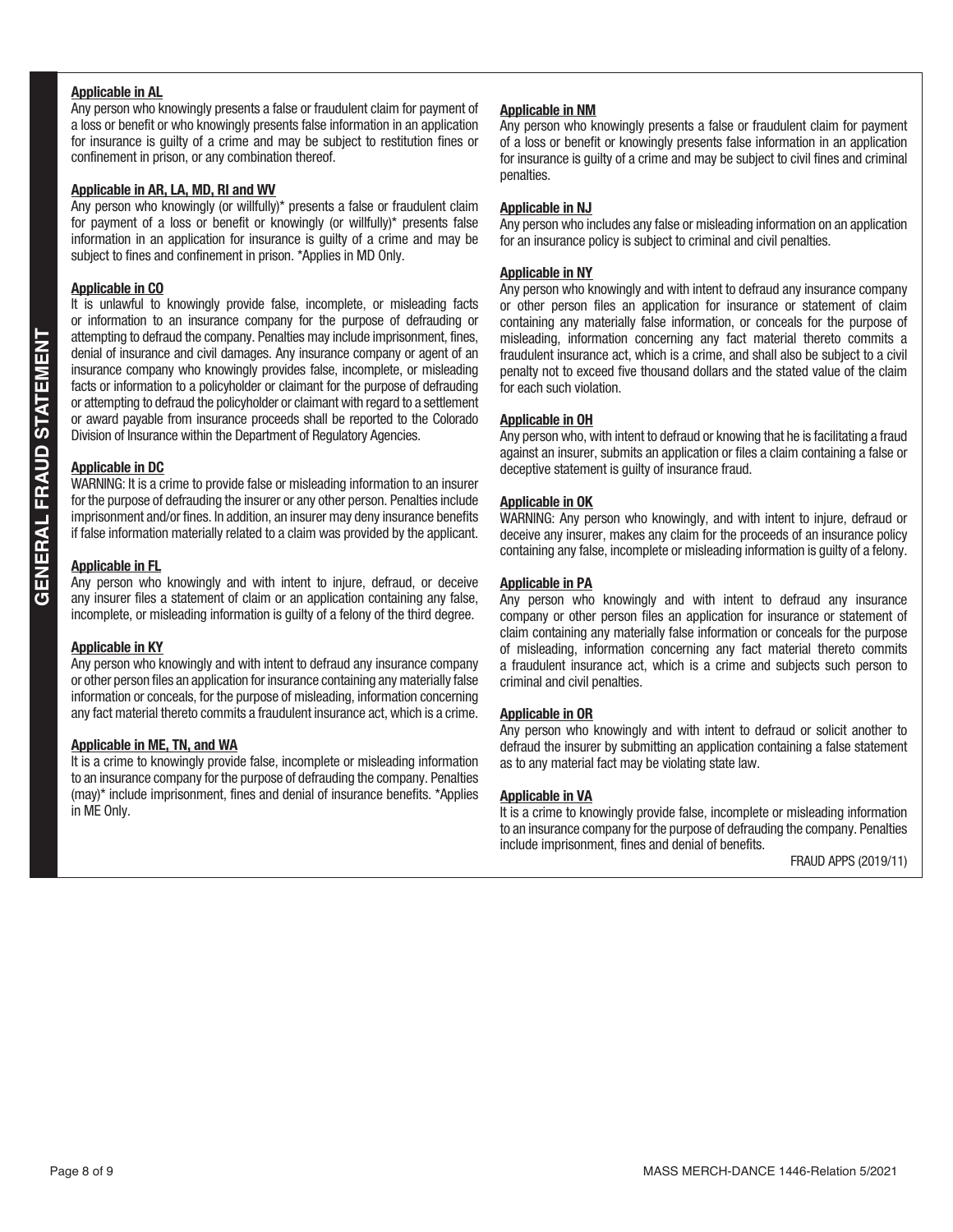# GENERAL FRAUD STATEMENT

**Applicable in AL**

Any person who knowingly presents a false or fraudulent claim for payment of a loss or benefit or who knowingly presents false information in an application for insurance is guilty of a crime and may be subject to restitution fines or confinement in prison, or any combination thereof.

**Applicable in AR, LA, MD, RI and WV**

Any person who knowingly (or willfully)* presents a false or fraudulent claim for payment of a loss or benefit or knowingly (or willfully)* presents false information in an application for insurance is guilty of a crime and may be subject to fines and confinement in prison. *Applies in MD Only.

**Applicable in CO**

It is unlawful to knowingly provide false, incomplete, or misleading facts or information to an insurance company for the purpose of defrauding or attempting to defraud the company. Penalties may include imprisonment, fines, denial of insurance and civil damages. Any insurance company or agent of an insurance company who knowingly provides false, incomplete, or misleading facts or information to a policyholder or claimant for the purpose of defrauding or attempting to defraud the policyholder or claimant with regard to a settlement or award payable from insurance proceeds shall be reported to the Colorado Division of Insurance within the Department of Regulatory Agencies.

**Applicable in DC**

WARNING: It is a crime to provide false or misleading information to an insurer for the purpose of defrauding the insurer or any other person. Penalties include imprisonment and/or fines. In addition, an insurer may deny insurance benefits if false information materially related to a claim was provided by the applicant.

**Applicable in FL**

Any person who knowingly and with intent to injure, defraud, or deceive any insurer files a statement of claim or an application containing any false, incomplete, or misleading information is guilty of a felony of the third degree.

**Applicable in KY**

Any person who knowingly and with intent to defraud any insurance company or other person files an application for insurance containing any materially false information or conceals, for the purpose of misleading, information concerning any fact material thereto commits a fraudulent insurance act, which is a crime.

**Applicable in ME, TN, and WA**

It is a crime to knowingly provide false, incomplete or misleading information to an insurance company for the purpose of defrauding the company. Penalties (may)* include imprisonment, fines and denial of insurance benefits. *Applies in ME Only.

**Applicable in NM**

Any person who knowingly presents a false or fraudulent claim for payment of a loss or benefit or knowingly presents false information in an application for insurance is guilty of a crime and may be subject to civil fines and criminal penalties.

**Applicable in NJ**

Any person who includes any false or misleading information on an application for an insurance policy is subject to criminal and civil penalties.

**Applicable in NY**

Any person who knowingly and with intent to defraud any insurance company or other person files an application for insurance or statement of claim containing any materially false information, or conceals for the purpose of misleading, information concerning any fact material thereto commits a fraudulent insurance act, which is a crime, and shall also be subject to a civil penalty not to exceed five thousand dollars and the stated value of the claim for each such violation.

**Applicable in OH**

Any person who, with intent to defraud or knowing that he is facilitating a fraud against an insurer, submits an application or files a claim containing a false or deceptive statement is guilty of insurance fraud.

**Applicable in OK**

WARNING: Any person who knowingly, and with intent to injure, defraud or deceive any insurer, makes any claim for the proceeds of an insurance policy containing any false, incomplete or misleading information is guilty of a felony.

**Applicable in PA**

Any person who knowingly and with intent to defraud any insurance company or other person files an application for insurance or statement of claim containing any materially false information or conceals for the purpose of misleading, information concerning any fact material thereto commits a fraudulent insurance act, which is a crime and subjects such person to criminal and civil penalties.

**Applicable in OR**

Any person who knowingly and with intent to defraud or solicit another to defraud the insurer by submitting an application containing a false statement as to any material fact may be violating state law.

**Applicable in VA**

It is a crime to knowingly provide false, incomplete or misleading information to an insurance company for the purpose of defrauding the company. Penalties include imprisonment, fines and denial of benefits.

FRAUD APPS (2019/11)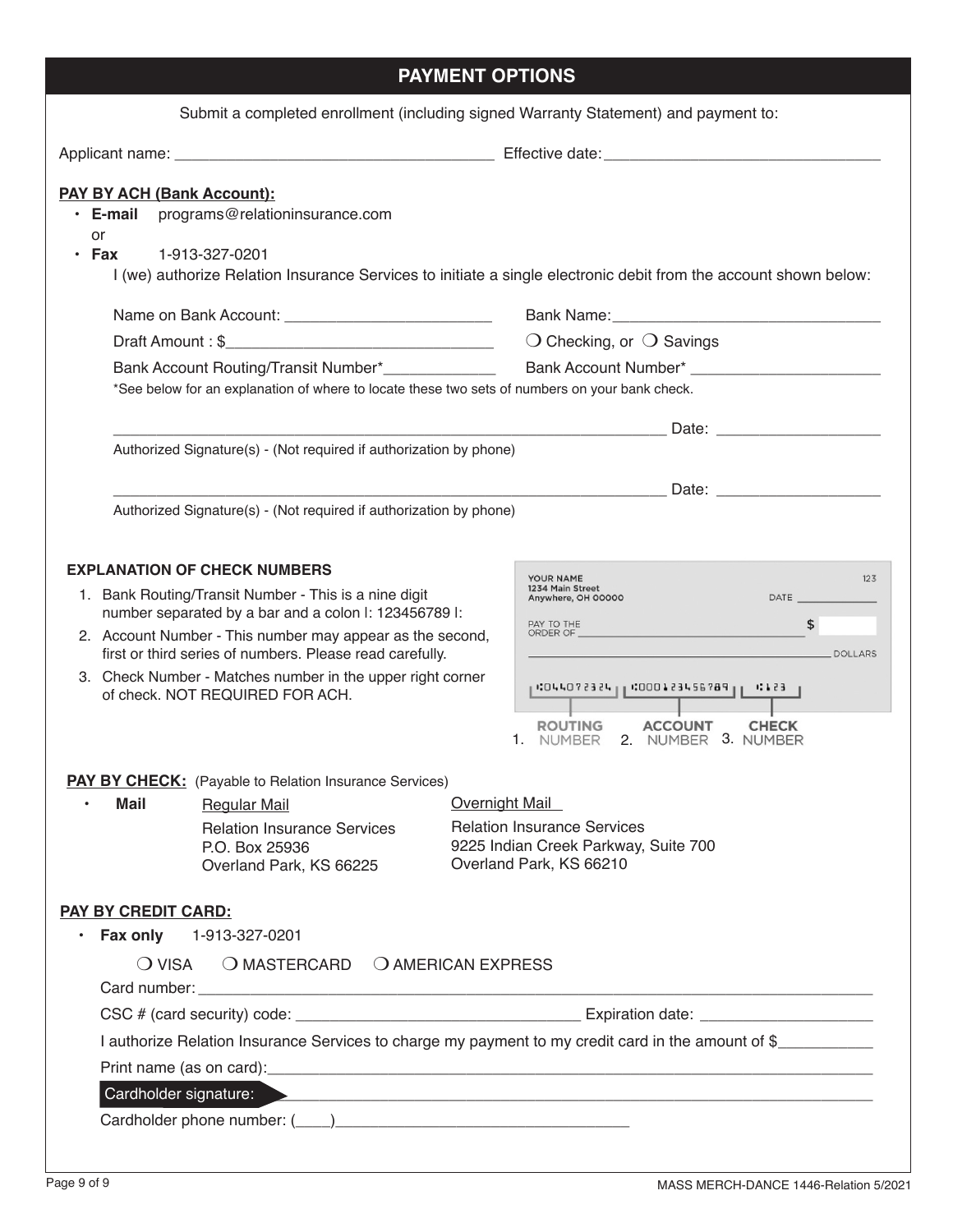## PAYMENT OPTIONS

Submit a completed enrollment (including signed Warranty Statement) and payment to:

Applicant name: ____________________________________ Effective date: ________________________________

**PAY BY ACH (Bank Account):**

- **E-mail** programs@relationinsurance.com

  or

- **Fax** 1-913-327-0201

I (we) authorize Relation Insurance Services to initiate a single electronic debit from the account shown below:

Name on Bank Account: ________________________ Bank Name: _______________________________

Draft Amount : $_______________________________ ❍ Checking, or ❍ Savings

Bank Account Routing/Transit Number*_____________ Bank Account Number* ______________________

*See below for an explanation of where to locate these two sets of numbers on your bank check.

_________________________________________________________________ Date: ___________________

Authorized Signature(s) - (Not required if authorization by phone)

_________________________________________________________________ Date: ___________________

Authorized Signature(s) - (Not required if authorization by phone)

**EXPLANATION OF CHECK NUMBERS**

1. Bank Routing/Transit Number - This is a nine digit number separated by a bar and a colon |: 123456789 |:
2. Account Number - This number may appear as the second, first or third series of numbers. Please read carefully.
3. Check Number - Matches number in the upper right corner of check. NOT REQUIRED FOR ACH.

YOUR NAME
1234 Main Street
Anywhere, OH 00000
123
DATE
PAY TO THE ORDER OF
$
DOLLARS
⑆044072324⑆ ⑆000123456789⑆ ⑆123
1. ROUTING NUMBER 2. ACCOUNT NUMBER 3. CHECK NUMBER

**PAY BY CHECK:** (Payable to Relation Insurance Services)

- **Mail**

Regular Mail
Relation Insurance Services
P.O. Box 25936
Overland Park, KS 66225

Overnight Mail
Relation Insurance Services
9225 Indian Creek Parkway, Suite 700
Overland Park, KS 66210

**PAY BY CREDIT CARD:**

- **Fax only** 1-913-327-0201

❍ VISA ❍ MASTERCARD ❍ AMERICAN EXPRESS

Card number: _______________________________________________________________________________

CSC # (card security) code: _________________________________ Expiration date: ____________________

I authorize Relation Insurance Services to charge my payment to my credit card in the amount of $___________

Print name (as on card):_____________________________________________________________________

Cardholder signature: _______________________________________________________________________

Cardholder phone number: (____)___________________________________

MASS MERCH-DANCE 1446-Relation 5/2021